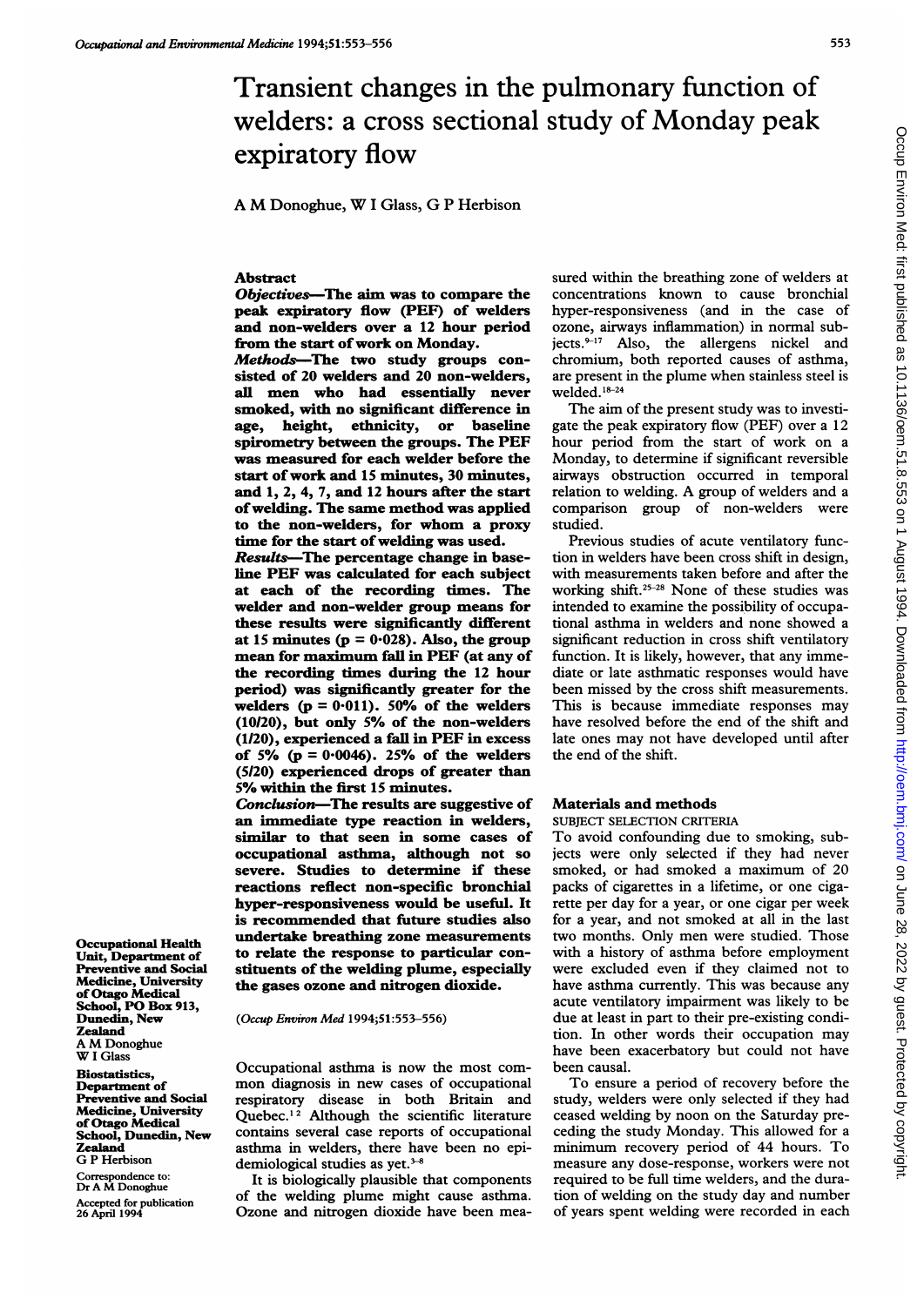# Transient changes in the pulmonary function of welders: a cross sectional study of Monday peak expiratory flow

A M Donoghue, W I Glass, G P Herbison

## Abstract

***Objectives*****—The aim was to compare the peak expiratory flow (PEF) of welders and non-welders over a 12 hour period from the start of work on Monday.**

***Methods*****—The two study groups consisted of 20 welders and 20 non-welders, all men who had essentially never smoked, with no significant difference in age, height, ethnicity, or baseline spirometry between the groups. The PEF was measured for each welder before the start of work and 15 minutes, 30 minutes, and 1, 2, 4, 7, and 12 hours after the start of welding. The same method was applied to the non-welders, for whom a proxy time for the start of welding was used.**

***Results*****—The percentage change in baseline PEF was calculated for each subject at each of the recording times. The welder and non-welder group means for these results were significantly different at 15 minutes (p = 0·028). Also, the group mean for maximum fall in PEF (at any of the recording times during the 12 hour period) was significantly greater for the welders (p = 0·011). 50% of the welders (10/20), but only 5% of the non-welders (1/20), experienced a fall in PEF in excess of 5% (p = 0·0046). 25% of the welders (5/20) experienced drops of greater than 5% within the first 15 minutes.**

***Conclusion*****—The results are suggestive of an immediate type reaction in welders, similar to that seen in some cases of occupational asthma, although not so severe. Studies to determine if these reactions reflect non-specific bronchial hyper-responsiveness would be useful. It is recommended that future studies also undertake breathing zone measurements to relate the response to particular constituents of the welding plume, especially the gases ozone and nitrogen dioxide.**

(*Occup Environ Med* 1994;51:553–556)

**Occupational Health Unit, Department of Preventive and Social Medicine, University of Otago Medical School, PO Box 913, Dunedin, New Zealand**
A M Donoghue
W I Glass

**Biostatistics, Department of Preventive and Social Medicine, University of Otago Medical School, Dunedin, New Zealand**
G P Herbison

Correspondence to: Dr A M Donoghue

Accepted for publication 26 April 1994

Occupational asthma is now the most common diagnosis in new cases of occupational respiratory disease in both Britain and Quebec.[1 2] Although the scientific literature contains several case reports of occupational asthma in welders, there have been no epidemiological studies as yet.[3–8]

It is biologically plausible that components of the welding plume might cause asthma. Ozone and nitrogen dioxide have been measured within the breathing zone of welders at concentrations known to cause bronchial hyper-responsiveness (and in the case of ozone, airways inflammation) in normal subjects.[9–17] Also, the allergens nickel and chromium, both reported causes of asthma, are present in the plume when stainless steel is welded.[18–24]

The aim of the present study was to investigate the peak expiratory flow (PEF) over a 12 hour period from the start of work on a Monday, to determine if significant reversible airways obstruction occurred in temporal relation to welding. A group of welders and a comparison group of non-welders were studied.

Previous studies of acute ventilatory function in welders have been cross shift in design, with measurements taken before and after the working shift.[25–28] None of these studies was intended to examine the possibility of occupational asthma in welders and none showed a significant reduction in cross shift ventilatory function. It is likely, however, that any immediate or late asthmatic responses would have been missed by the cross shift measurements. This is because immediate responses may have resolved before the end of the shift and late ones may not have developed until after the end of the shift.

## Materials and methods

### SUBJECT SELECTION CRITERIA

To avoid confounding due to smoking, subjects were only selected if they had never smoked, or had smoked a maximum of 20 packs of cigarettes in a lifetime, or one cigarette per day for a year, or one cigar per week for a year, and not smoked at all in the last two months. Only men were studied. Those with a history of asthma before employment were excluded even if they claimed not to have asthma currently. This was because any acute ventilatory impairment was likely to be due at least in part to their pre-existing condition. In other words their occupation may have been exacerbatory but could not have been causal.

To ensure a period of recovery before the study, welders were only selected if they had ceased welding by noon on the Saturday preceding the study Monday. This allowed for a minimum recovery period of 44 hours. To measure any dose-response, workers were not required to be full time welders, and the duration of welding on the study day and number of years spent welding were recorded in each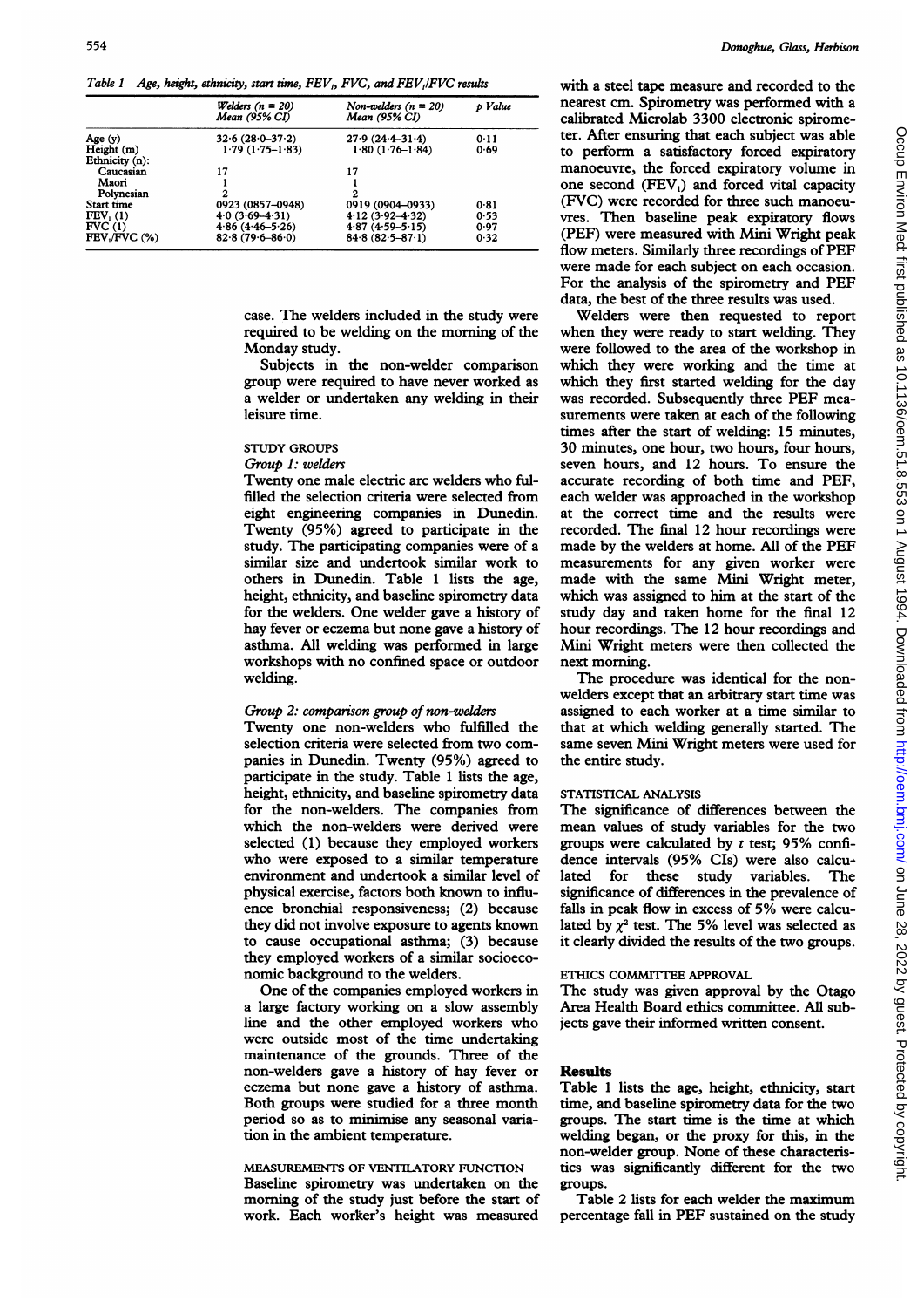Table 1 Age, height, ethnicity, start time, $FEV_1$, FVC, and $FEV_1$/FVC results

| | Welders (n = 20) Mean (95% CI) | Non-welders (n = 20) Mean (95% CI) | p Value |
|---|---|---|---|
| Age (y) | 32·6 (28·0–37·2) | 27·9 (24·4–31·4) | 0·11 |
| Height (m) | 1·79 (1·75–1·83) | 1·80 (1·76–1·84) | 0·69 |
| Ethnicity (n): | | | |
| Caucasian | 17 | 17 | |
| Maori | 1 | 1 | |
| Polynesian | 2 | 2 | |
| Start time | 0923 (0857–0948) | 0919 (0904–0933) | 0·81 |
| $FEV_1$ (l) | 4·0 (3·69–4·31) | 4·12 (3·92–4·32) | 0·53 |
| FVC (l) | 4·86 (4·46–5·26) | 4·87 (4·59–5·15) | 0·97 |
| $FEV_1$/FVC (%) | 82·8 (79·6–86·0) | 84·8 (82·5–87·1) | 0·32 |

case. The welders included in the study were required to be welding on the morning of the Monday study.

Subjects in the non-welder comparison group were required to have never worked as a welder or undertaken any welding in their leisure time.

### STUDY GROUPS

#### *Group 1: welders*

Twenty one male electric arc welders who fulfilled the selection criteria were selected from eight engineering companies in Dunedin. Twenty (95%) agreed to participate in the study. The participating companies were of a similar size and undertook similar work to others in Dunedin. Table 1 lists the age, height, ethnicity, and baseline spirometry data for the welders. One welder gave a history of hay fever or eczema but none gave a history of asthma. All welding was performed in large workshops with no confined space or outdoor welding.

#### *Group 2: comparison group of non-welders*

Twenty one non-welders who fulfilled the selection criteria were selected from two companies in Dunedin. Twenty (95%) agreed to participate in the study. Table 1 lists the age, height, ethnicity, and baseline spirometry data for the non-welders. The companies from which the non-welders were derived were selected (1) because they employed workers who were exposed to a similar temperature environment and undertook a similar level of physical exercise, factors both known to influence bronchial responsiveness; (2) because they did not involve exposure to agents known to cause occupational asthma; (3) because they employed workers of a similar socioeconomic background to the welders.

One of the companies employed workers in a large factory working on a slow assembly line and the other employed workers who were outside most of the time undertaking maintenance of the grounds. Three of the non-welders gave a history of hay fever or eczema but none gave a history of asthma. Both groups were studied for a three month period so as to minimise any seasonal variation in the ambient temperature.

### MEASUREMENTS OF VENTILATORY FUNCTION

Baseline spirometry was undertaken on the morning of the study just before the start of work. Each worker's height was measured with a steel tape measure and recorded to the nearest cm. Spirometry was performed with a calibrated Microlab 3300 electronic spirometer. After ensuring that each subject was able to perform a satisfactory forced expiratory manoeuvre, the forced expiratory volume in one second ($FEV_1$) and forced vital capacity (FVC) were recorded for three such manoeuvres. Then baseline peak expiratory flows (PEF) were measured with Mini Wright peak flow meters. Similarly three recordings of PEF were made for each subject on each occasion. For the analysis of the spirometry and PEF data, the best of the three results was used.

Welders were then requested to report when they were ready to start welding. They were followed to the area of the workshop in which they were working and the time at which they first started welding for the day was recorded. Subsequently three PEF measurements were taken at each of the following times after the start of welding: 15 minutes, 30 minutes, one hour, two hours, four hours, seven hours, and 12 hours. To ensure the accurate recording of both time and PEF, each welder was approached in the workshop at the correct time and the results were recorded. The final 12 hour recordings were made by the welders at home. All of the PEF measurements for any given worker were made with the same Mini Wright meter, which was assigned to him at the start of the study day and taken home for the final 12 hour recordings. The 12 hour recordings and Mini Wright meters were then collected the next morning.

The procedure was identical for the non-welders except that an arbitrary start time was assigned to each worker at a time similar to that at which welding generally started. The same seven Mini Wright meters were used for the entire study.

### STATISTICAL ANALYSIS

The significance of differences between the mean values of study variables for the two groups were calculated by *t* test; 95% confidence intervals (95% CIs) were also calculated for these study variables. The significance of differences in the prevalence of falls in peak flow in excess of 5% were calculated by $\chi^2$ test. The 5% level was selected as it clearly divided the results of the two groups.

### ETHICS COMMITTEE APPROVAL

The study was given approval by the Otago Area Health Board ethics committee. All subjects gave their informed written consent.

## Results

Table 1 lists the age, height, ethnicity, start time, and baseline spirometry data for the two groups. The start time is the time at which welding began, or the proxy for this, in the non-welder group. None of these characteristics was significantly different for the two groups.

Table 2 lists for each welder the maximum percentage fall in PEF sustained on the study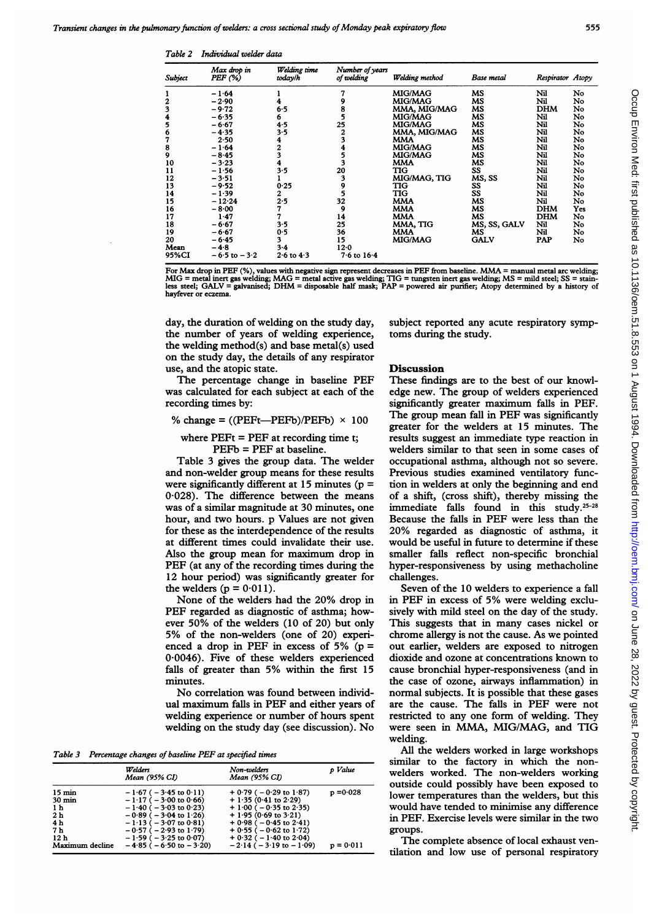*Table 2 Individual welder data*

| Subject | Max drop in PEF (%) | Welding time today/h | Number of years of welding | Welding method | Base metal | Respirator | Atopy |
|---|---|---|---|---|---|---|---|
| 1 | −1·64 | 1 | 7 | MIG/MAG | MS | Nil | No |
| 2 | −2·90 | 4 | 9 | MIG/MAG | MS | Nil | No |
| 3 | −9·72 | 6·5 | 8 | MMA, MIG/MAG | MS | DHM | No |
| 4 | −6·35 | 6 | 5 | MIG/MAG | MS | Nil | No |
| 5 | −6·67 | 4·5 | 25 | MIG/MAG | MS | Nil | No |
| 6 | −4·35 | 3·5 | 2 | MMA, MIG/MAG | MS | Nil | No |
| 7 | 2·50 | 4 | 3 | MMA | MS | Nil | No |
| 8 | −1·64 | 2 | 4 | MIG/MAG | MS | Nil | No |
| 9 | −8·45 | 3 | 5 | MIG/MAG | MS | Nil | No |
| 10 | −3·23 | 4 | 3 | MMA | MS | Nil | No |
| 11 | −1·56 | 3·5 | 20 | TIG | SS | Nil | No |
| 12 | −3·51 | 1 | 3 | MIG/MAG, TIG | MS, SS | Nil | No |
| 13 | −9·52 | 0·25 | 9 | TIG | SS | Nil | No |
| 14 | −1·39 | 2 | 5 | TIG | SS | Nil | No |
| 15 | −12·24 | 2·5 | 32 | MMA | MS | Nil | No |
| 16 | −8·00 | 7 | 9 | MMA | MS | DHM | Yes |
| 17 | 1·47 | 7 | 14 | MMA | MS | DHM | No |
| 18 | −6·67 | 3·5 | 25 | MMA, TIG | MS, SS, GALV | Nil | No |
| 19 | −6·67 | 0·5 | 36 | MMA | MS | Nil | No |
| 20 | −6·45 | 3 | 15 | MIG/MAG | GALV | PAP | No |
| Mean | −4·8 | 3·4 | 12·0 | | | | |
| 95%CI | −6·5 to −3·2 | 2·6 to 4·3 | 7·6 to 16·4 | | | | |

For Max drop in PEF (%), values with negative sign represent decreases in PEF from baseline. MMA = manual metal arc welding; MIG = metal inert gas welding; MAG = metal active gas welding; TIG = tungsten inert gas welding; MS = mild steel; SS = stainless steel; GALV = galvanised; DHM = disposable half mask; PAP = powered air purifier; Atopy determined by a history of hayfever or eczema.

day, the duration of welding on the study day, the number of years of welding experience, the welding method(s) and base metal(s) used on the study day, the details of any respirator use, and the atopic state.

The percentage change in baseline PEF was calculated for each subject at each of the recording times by:

$$\% \text{ change} = ((PEFt - PEFb)/PEFb) \times 100$$

where PEFt = PEF at recording time t;
PEFb = PEF at baseline.

Table 3 gives the group data. The welder and non-welder group means for these results were significantly different at 15 minutes ($p = 0.028$). The difference between the means was of a similar magnitude at 30 minutes, one hour, and two hours. p Values are not given for these as the interdependence of the results at different times could invalidate their use. Also the group mean for maximum drop in PEF (at any of the recording times during the 12 hour period) was significantly greater for the welders ($p = 0.011$).

None of the welders had the 20% drop in PEF regarded as diagnostic of asthma; however 50% of the welders (10 of 20) but only 5% of the non-welders (one of 20) experienced a drop in PEF in excess of 5% ($p = 0.0046$). Five of these welders experienced falls of greater than 5% within the first 15 minutes.

No correlation was found between individual maximum falls in PEF and either years of welding experience or number of hours spent welding on the study day (see discussion). No subject reported any acute respiratory symptoms during the study.

*Table 3 Percentage changes of baseline PEF at specified times*

| | Welders Mean (95% CI) | Non-welders Mean (95% CI) | p Value |
|---|---|---|---|
| 15 min | −1·67 (−3·45 to 0·11) | +0·79 (−0·29 to 1·87) | p = 0·028 |
| 30 min | −1·17 (−3·00 to 0·66) | +1·35 (0·41 to 2·29) | |
| 1 h | −1·40 (−3·03 to 0·23) | +1·00 (−0·35 to 2·35) | |
| 2 h | −0·89 (−3·04 to 1·26) | +1·95 (0·69 to 3·21) | |
| 4 h | −1·13 (−3·07 to 0·81) | +0·98 (−0·45 to 2·41) | |
| 7 h | −0·57 (−2·93 to 1·79) | +0·55 (−0·62 to 1·72) | |
| 12 h | −1·59 (−3·25 to 0·07) | +0·32 (−1·40 to 2·04) | |
| Maximum decline | −4·85 (−6·50 to −3·20) | −2·14 (−3·19 to −1·09) | p = 0·011 |

## Discussion

These findings are to the best of our knowledge new. The group of welders experienced significantly greater maximum falls in PEF. The group mean fall in PEF was significantly greater for the welders at 15 minutes. The results suggest an immediate type reaction in welders similar to that seen in some cases of occupational asthma, although not so severe. Previous studies examined ventilatory function in welders at only the beginning and end of a shift, (cross shift), thereby missing the immediate falls found in this study.[25-28] Because the falls in PEF were less than the 20% regarded as diagnostic of asthma, it would be useful in future to determine if these smaller falls reflect non-specific bronchial hyper-responsiveness by using methacholine challenges.

Seven of the 10 welders to experience a fall in PEF in excess of 5% were welding exclusively with mild steel on the day of the study. This suggests that in many cases nickel or chrome allergy is not the cause. As we pointed out earlier, welders are exposed to nitrogen dioxide and ozone at concentrations known to cause bronchial hyper-responsiveness (and in the case of ozone, airways inflammation) in normal subjects. It is possible that these gases are the cause. The falls in PEF were not restricted to any one form of welding. They were seen in MMA, MIG/MAG, and TIG welding.

All the welders worked in large workshops similar to the factory in which the non-welders worked. The non-welders working outside could possibly have been exposed to lower temperatures than the welders, but this would have tended to minimise any difference in PEF. Exercise levels were similar in the two groups.

The complete absence of local exhaust ventilation and low use of personal respiratory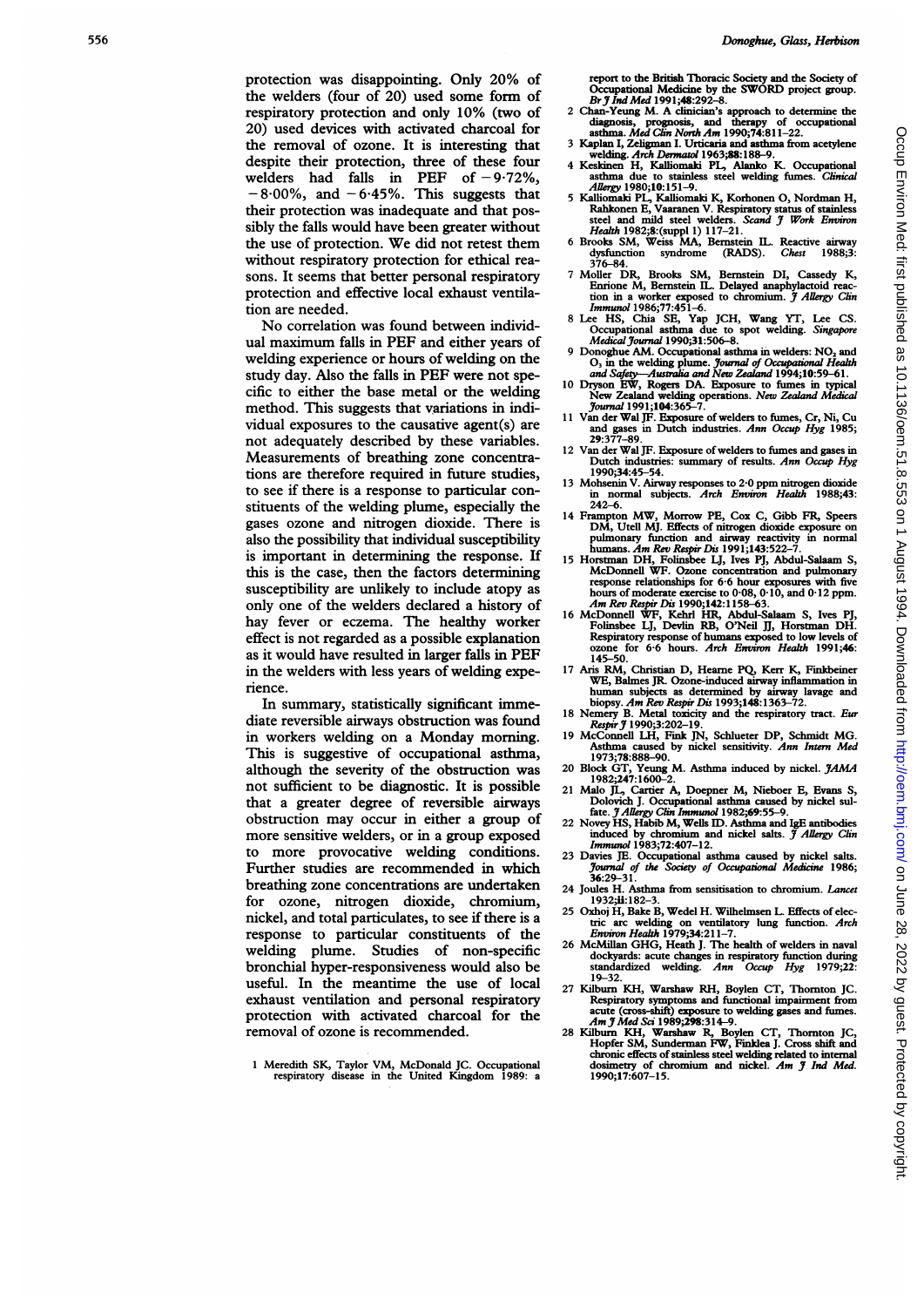protection was disappointing. Only 20% of the welders (four of 20) used some form of respiratory protection and only 10% (two of 20) used devices with activated charcoal for the removal of ozone. It is interesting that despite their protection, three of these four welders had falls in PEF of −9·72%, −8·00%, and −6·45%. This suggests that their protection was inadequate and that possibly the falls would have been greater without the use of protection. We did not retest them without respiratory protection for ethical reasons. It seems that better personal respiratory protection and effective local exhaust ventilation are needed.

No correlation was found between individual maximum falls in PEF and either years of welding experience or hours of welding on the study day. Also the falls in PEF were not specific to either the base metal or the welding method. This suggests that variations in individual exposures to the causative agent(s) are not adequately described by these variables. Measurements of breathing zone concentrations are therefore required in future studies, to see if there is a response to particular constituents of the welding plume, especially the gases ozone and nitrogen dioxide. There is also the possibility that individual susceptibility is important in determining the response. If this is the case, then the factors determining susceptibility are unlikely to include atopy as only one of the welders declared a history of hay fever or eczema. The healthy worker effect is not regarded as a possible explanation as it would have resulted in larger falls in PEF in the welders with less years of welding experience.

In summary, statistically significant immediate reversible airways obstruction was found in workers welding on a Monday morning. This is suggestive of occupational asthma, although the severity of the obstruction was not sufficient to be diagnostic. It is possible that a greater degree of reversible airways obstruction may occur in either a group of more sensitive welders, or in a group exposed to more provocative welding conditions. Further studies are recommended in which breathing zone concentrations are undertaken for ozone, nitrogen dioxide, chromium, nickel, and total particulates, to see if there is a response to particular constituents of the welding plume. Studies of non-specific bronchial hyper-responsiveness would also be useful. In the meantime the use of local exhaust ventilation and personal respiratory protection with activated charcoal for the removal of ozone is recommended.

1 Meredith SK, Taylor VM, McDonald JC. Occupational respiratory disease in the United Kingdom 1989: a report to the British Thoracic Society and the Society of Occupational Medicine by the SWORD project group. *Br J Ind Med* 1991;**48**:292–8.
2 Chan-Yeung M. A clinician's approach to determine the diagnosis, prognosis, and therapy of occupational asthma. *Med Clin North Am* 1990;**74**:811–22.
3 Kaplan I, Zeligman I. Urticaria and asthma from acetylene welding. *Arch Dermatol* 1963;**88**:188–9.
4 Keskinen H, Kalliomaki PL, Alanko K. Occupational asthma due to stainless steel welding fumes. *Clinical Allergy* 1980;**10**:151–9.
5 Kalliomaki PL, Kalliomaki K, Korhonen O, Nordman H, Rahkonen E, Vaaranen V. Respiratory status of stainless steel and mild steel welders. *Scand J Work Environ Health* 1982;**8**:(suppl 1) 117–21.
6 Brooks SM, Weiss MA, Bernstein IL. Reactive airway dysfunction syndrome (RADS). *Chest* 1988;**3**: 376–84.
7 Moller DR, Brooks SM, Bernstein DI, Cassedy K, Enrione M, Bernstein IL. Delayed anaphylactoid reaction in a worker exposed to chromium. *J Allergy Clin Immunol* 1986;**77**:451–6.
8 Lee HS, Chia SE, Yap JCH, Wang YT, Lee CS. Occupational asthma due to spot welding. *Singapore Medical Journal* 1990;**31**:506–8.
9 Donoghue AM. Occupational asthma in welders: $NO_2$ and $O_3$ in the welding plume. *Journal of Occupational Health and Safety—Australia and New Zealand* 1994;**10**:59–61.
10 Dryson EW, Rogers DA. Exposure to fumes in typical New Zealand welding operations. *New Zealand Medical Journal* 1991;**104**:365–7.
11 Van der Wal JF. Exposure of welders to fumes, Cr, Ni, Cu and gases in Dutch industries. *Ann Occup Hyg* 1985; **29**:377–89.
12 Van der Wal JF. Exposure of welders to fumes and gases in Dutch industries: summary of results. *Ann Occup Hyg* 1990;**34**:45–54.
13 Mohsenin V. Airway responses to 2·0 ppm nitrogen dioxide in normal subjects. *Arch Environ Health* 1988;**43**: 242–6.
14 Frampton MW, Morrow PE, Cox C, Gibb FR, Speers DM, Utell MJ. Effects of nitrogen dioxide exposure on pulmonary function and airway reactivity in normal humans. *Am Rev Respir Dis* 1991;**143**:522–7.
15 Horstman DH, Folinsbee LJ, Ives PJ, Abdul-Salaam S, McDonnell WF. Ozone concentration and pulmonary response relationships for 6·6 hour exposures with five hours of moderate exercise to 0·08, 0·10, and 0·12 ppm. *Am Rev Respir Dis* 1990;**142**:1158–63.
16 McDonnell WF, Kehrl HR, Abdul-Salaam S, Ives PJ, Folinsbee LJ, Devlin RB, O'Neil JJ, Horstman DH. Respiratory response of humans exposed to low levels of ozone for 6·6 hours. *Arch Environ Health* 1991;**46**: 145–50.
17 Aris RM, Christian D, Hearne PQ, Kerr K, Finkbeiner WE, Balmes JR. Ozone-induced airway inflammation in human subjects as determined by airway lavage and biopsy. *Am Rev Respir Dis* 1993;**148**:1363–72.
18 Nemery B. Metal toxicity and the respiratory tract. *Eur Respir J* 1990;**3**:202–19.
19 McConnell LH, Fink JN, Schlueter DP, Schmidt MG. Asthma caused by nickel sensitivity. *Ann Intern Med* 1973;**78**:888–90.
20 Block GT, Yeung M. Asthma induced by nickel. *JAMA* 1982;**247**:1600–2.
21 Malo JL, Cartier A, Doepner M, Nieboer E, Evans S, Dolovich J. Occupational asthma caused by nickel sulfate. *J Allergy Clin Immunol* 1982;**69**:55–9.
22 Novey HS, Habib M, Wells ID. Asthma and IgE antibodies induced by chromium and nickel salts. *J Allergy Clin Immunol* 1983;**72**:407–12.
23 Davies JE. Occupational asthma caused by nickel salts. *Journal of the Society of Occupational Medicine* 1986; **36**:29–31.
24 Joules H. Asthma from sensitisation to chromium. *Lancet* 1932;**ii**:182–3.
25 Oxhoj H, Bake B, Wedel H. Wilhelmsen L. Effects of electric arc welding on ventilatory lung function. *Arch Environ Health* 1979;**34**:211–7.
26 McMillan GHG, Heath J. The health of welders in naval dockyards: acute changes in respiratory function during standardized welding. *Ann Occup Hyg* 1979;**22**: 19–32.
27 Kilburn KH, Warshaw RH, Boylen CT, Thornton JC. Respiratory symptoms and functional impairment from acute (cross-shift) exposure to welding gases and fumes. *Am J Med Sci* 1989;**298**:314–9.
28 Kilburn KH, Warshaw R, Boylen CT, Thornton JC, Hopfer SM, Sunderman FW, Finkles J. Cross shift and chronic effects of stainless steel welding related to internal dosimetry of chromium and nickel. *Am J Ind Med.* 1990;**17**:607–15.